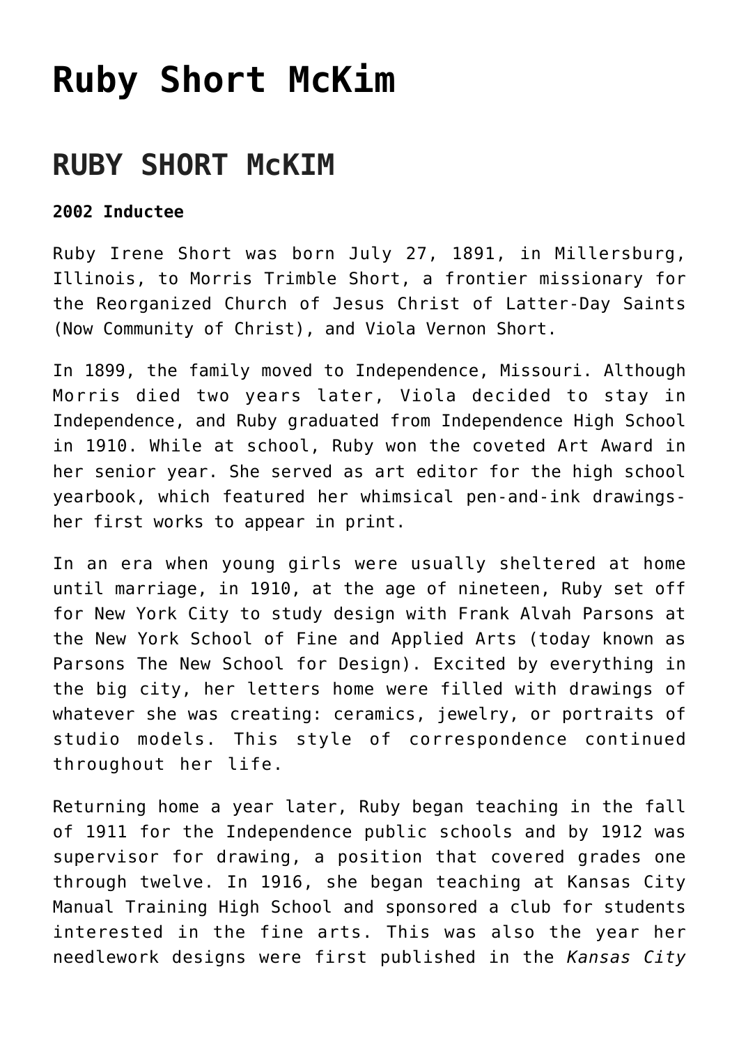# Ruby Short McKim

## RUBY SHORT McKIM

**2002 Inductee**

Ruby Irene Short was born July 27, 1891, in Millersburg, Illinois, to Morris Trimble Short, a frontier missionary for the Reorganized Church of Jesus Christ of Latter-Day Saints (Now Community of Christ), and Viola Vernon Short.

In 1899, the family moved to Independence, Missouri. Although Morris died two years later, Viola decided to stay in Independence, and Ruby graduated from Independence High School in 1910. While at school, Ruby won the coveted Art Award in her senior year. She served as art editor for the high school yearbook, which featured her whimsical pen-and-ink drawings-her first works to appear in print.

In an era when young girls were usually sheltered at home until marriage, in 1910, at the age of nineteen, Ruby set off for New York City to study design with Frank Alvah Parsons at the New York School of Fine and Applied Arts (today known as Parsons The New School for Design). Excited by everything in the big city, her letters home were filled with drawings of whatever she was creating: ceramics, jewelry, or portraits of studio models. This style of correspondence continued throughout her life.

Returning home a year later, Ruby began teaching in the fall of 1911 for the Independence public schools and by 1912 was supervisor for drawing, a position that covered grades one through twelve. In 1916, she began teaching at Kansas City Manual Training High School and sponsored a club for students interested in the fine arts. This was also the year her needlework designs were first published in the *Kansas City*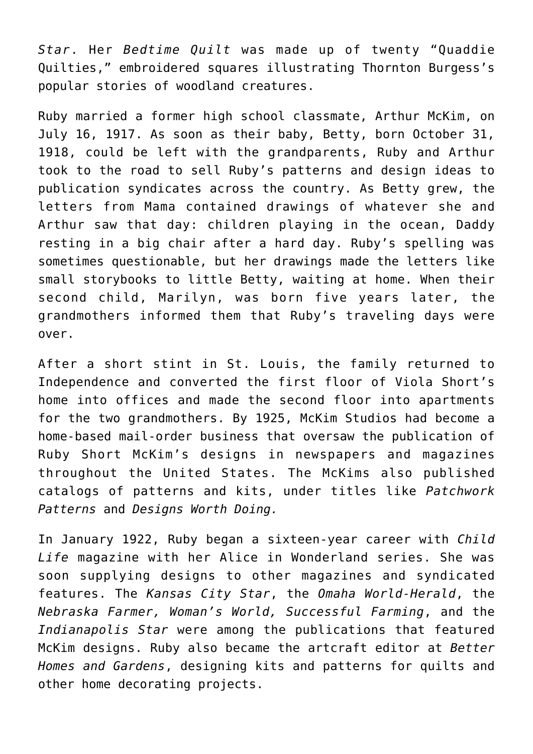*Star*. Her *Bedtime Quilt* was made up of twenty "Quaddie Quilties," embroidered squares illustrating Thornton Burgess's popular stories of woodland creatures.

Ruby married a former high school classmate, Arthur McKim, on July 16, 1917. As soon as their baby, Betty, born October 31, 1918, could be left with the grandparents, Ruby and Arthur took to the road to sell Ruby's patterns and design ideas to publication syndicates across the country. As Betty grew, the letters from Mama contained drawings of whatever she and Arthur saw that day: children playing in the ocean, Daddy resting in a big chair after a hard day. Ruby's spelling was sometimes questionable, but her drawings made the letters like small storybooks to little Betty, waiting at home. When their second child, Marilyn, was born five years later, the grandmothers informed them that Ruby's traveling days were over.

After a short stint in St. Louis, the family returned to Independence and converted the first floor of Viola Short's home into offices and made the second floor into apartments for the two grandmothers. By 1925, McKim Studios had become a home-based mail-order business that oversaw the publication of Ruby Short McKim's designs in newspapers and magazines throughout the United States. The McKims also published catalogs of patterns and kits, under titles like *Patchwork Patterns* and *Designs Worth Doing.*

In January 1922, Ruby began a sixteen-year career with *Child Life* magazine with her Alice in Wonderland series. She was soon supplying designs to other magazines and syndicated features. The *Kansas City Star*, the *Omaha World-Herald*, the *Nebraska Farmer, Woman's World, Successful Farming*, and the *Indianapolis Star* were among the publications that featured McKim designs. Ruby also became the artcraft editor at *Better Homes and Gardens*, designing kits and patterns for quilts and other home decorating projects.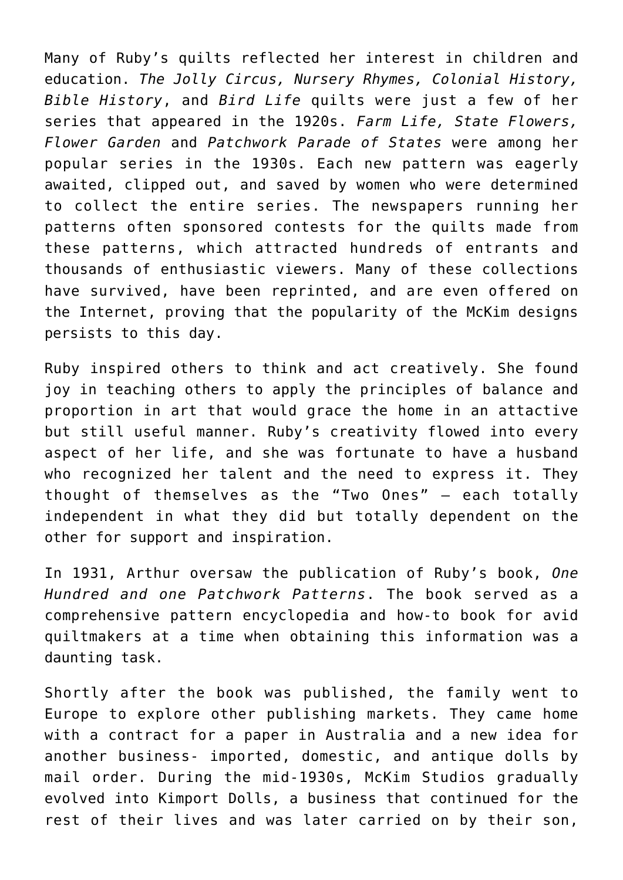Many of Ruby's quilts reflected her interest in children and education. *The Jolly Circus, Nursery Rhymes, Colonial History, Bible History*, and *Bird Life* quilts were just a few of her series that appeared in the 1920s. *Farm Life, State Flowers, Flower Garden* and *Patchwork Parade of States* were among her popular series in the 1930s. Each new pattern was eagerly awaited, clipped out, and saved by women who were determined to collect the entire series. The newspapers running her patterns often sponsored contests for the quilts made from these patterns, which attracted hundreds of entrants and thousands of enthusiastic viewers. Many of these collections have survived, have been reprinted, and are even offered on the Internet, proving that the popularity of the McKim designs persists to this day.

Ruby inspired others to think and act creatively. She found joy in teaching others to apply the principles of balance and proportion in art that would grace the home in an attactive but still useful manner. Ruby's creativity flowed into every aspect of her life, and she was fortunate to have a husband who recognized her talent and the need to express it. They thought of themselves as the "Two Ones" – each totally independent in what they did but totally dependent on the other for support and inspiration.

In 1931, Arthur oversaw the publication of Ruby's book, *One Hundred and one Patchwork Patterns*. The book served as a comprehensive pattern encyclopedia and how-to book for avid quiltmakers at a time when obtaining this information was a daunting task.

Shortly after the book was published, the family went to Europe to explore other publishing markets. They came home with a contract for a paper in Australia and a new idea for another business- imported, domestic, and antique dolls by mail order. During the mid-1930s, McKim Studios gradually evolved into Kimport Dolls, a business that continued for the rest of their lives and was later carried on by their son,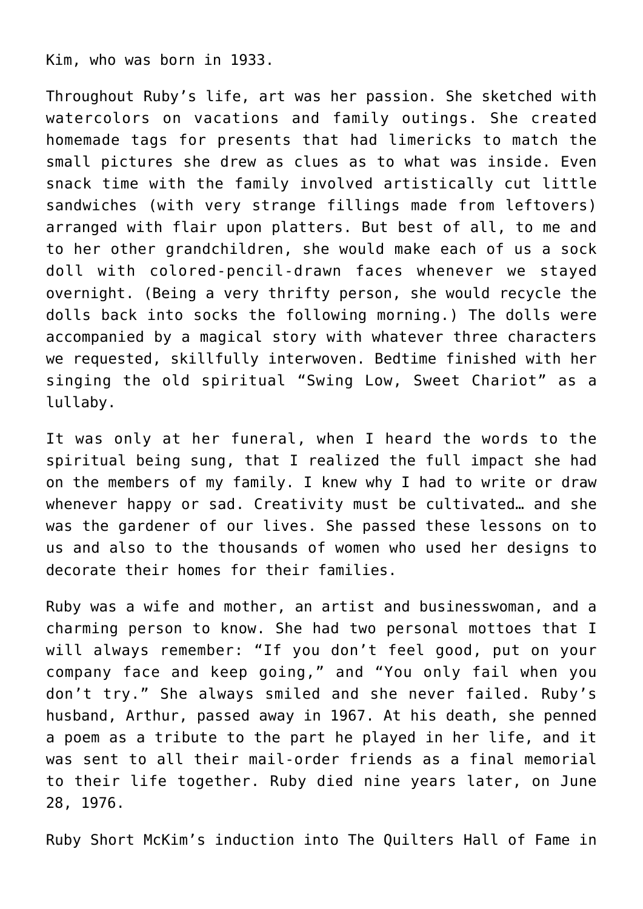Kim, who was born in 1933.

Throughout Ruby's life, art was her passion. She sketched with watercolors on vacations and family outings. She created homemade tags for presents that had limericks to match the small pictures she drew as clues as to what was inside. Even snack time with the family involved artistically cut little sandwiches (with very strange fillings made from leftovers) arranged with flair upon platters. But best of all, to me and to her other grandchildren, she would make each of us a sock doll with colored-pencil-drawn faces whenever we stayed overnight. (Being a very thrifty person, she would recycle the dolls back into socks the following morning.) The dolls were accompanied by a magical story with whatever three characters we requested, skillfully interwoven. Bedtime finished with her singing the old spiritual "Swing Low, Sweet Chariot" as a lullaby.

It was only at her funeral, when I heard the words to the spiritual being sung, that I realized the full impact she had on the members of my family. I knew why I had to write or draw whenever happy or sad. Creativity must be cultivated… and she was the gardener of our lives. She passed these lessons on to us and also to the thousands of women who used her designs to decorate their homes for their families.

Ruby was a wife and mother, an artist and businesswoman, and a charming person to know. She had two personal mottoes that I will always remember: "If you don't feel good, put on your company face and keep going," and "You only fail when you don't try." She always smiled and she never failed. Ruby's husband, Arthur, passed away in 1967. At his death, she penned a poem as a tribute to the part he played in her life, and it was sent to all their mail-order friends as a final memorial to their life together. Ruby died nine years later, on June 28, 1976.

Ruby Short McKim's induction into The Quilters Hall of Fame in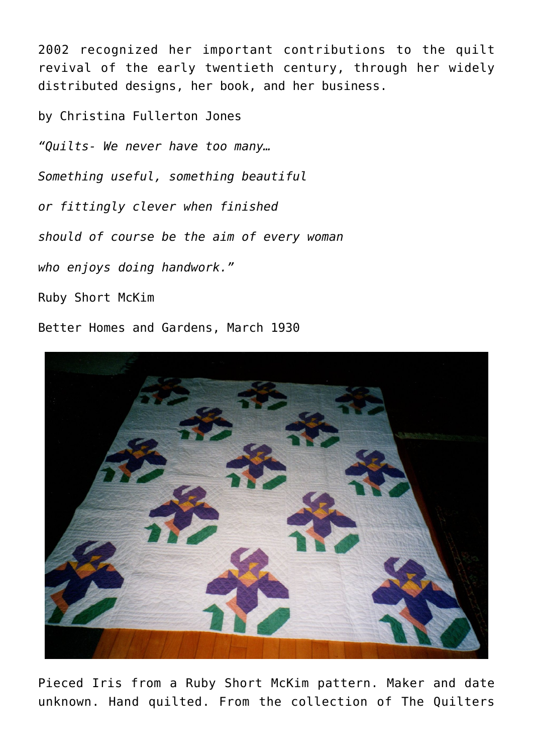2002 recognized her important contributions to the quilt revival of the early twentieth century, through her widely distributed designs, her book, and her business.

by Christina Fullerton Jones

*"Quilts- We never have too many…*

*Something useful, something beautiful*

*or fittingly clever when finished*

*should of course be the aim of every woman*

*who enjoys doing handwork."*

Ruby Short McKim

Better Homes and Gardens, March 1930

Pieced Iris from a Ruby Short McKim pattern. Maker and date unknown. Hand quilted. From the collection of The Quilters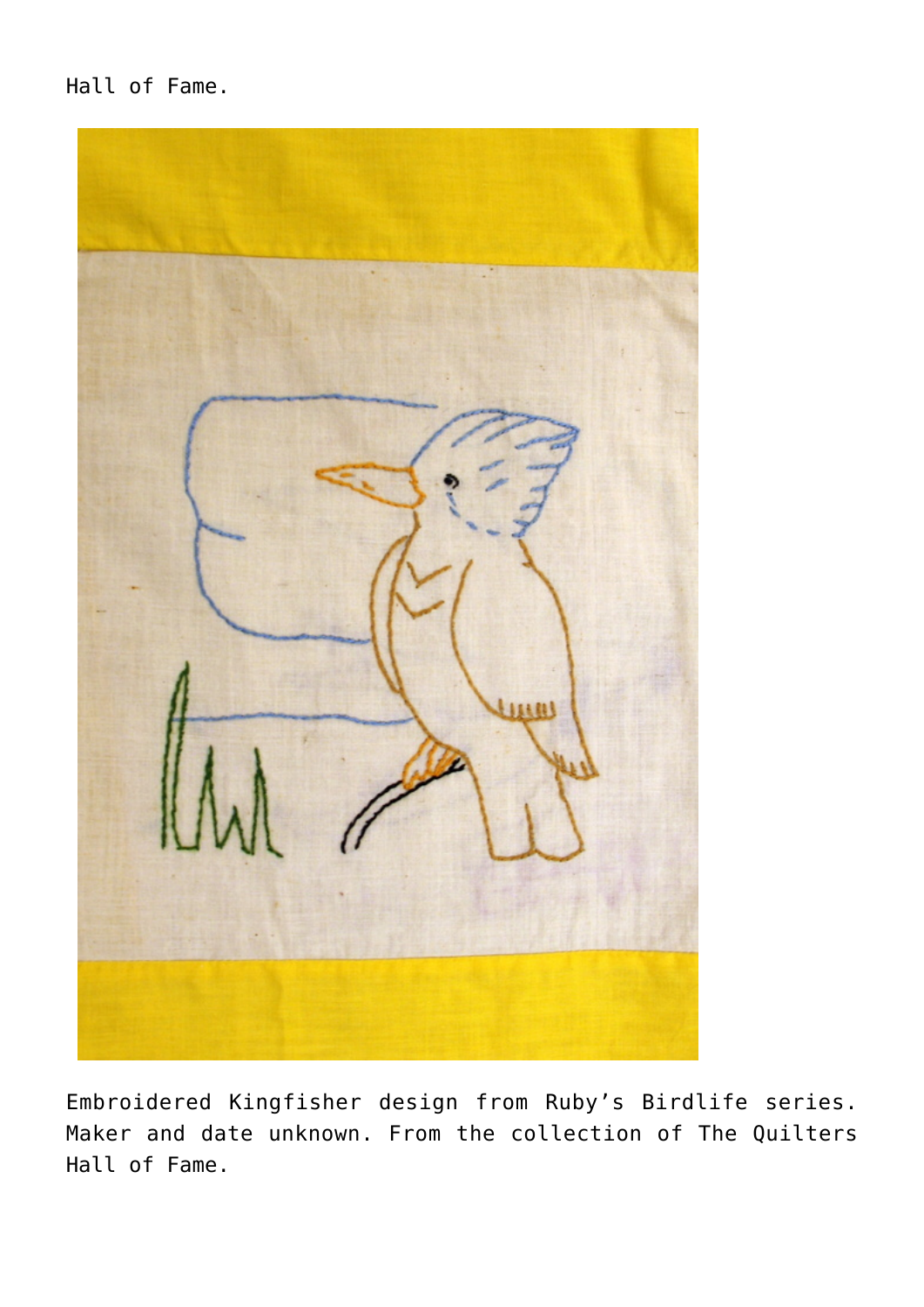Hall of Fame.

Embroidered Kingfisher design from Ruby's Birdlife series. Maker and date unknown. From the collection of The Quilters Hall of Fame.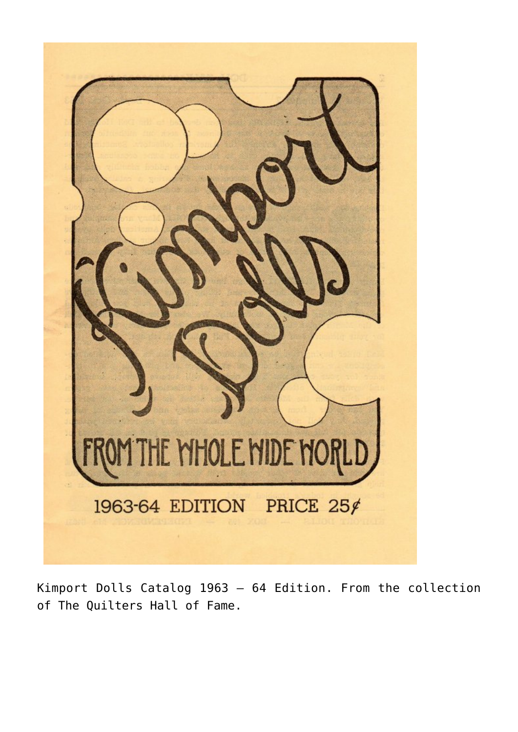# Kimport Dolls

FROM THE WHOLE WIDE WORLD

1963-64 EDITION PRICE 25¢

Kimport Dolls Catalog 1963 – 64 Edition. From the collection of The Quilters Hall of Fame.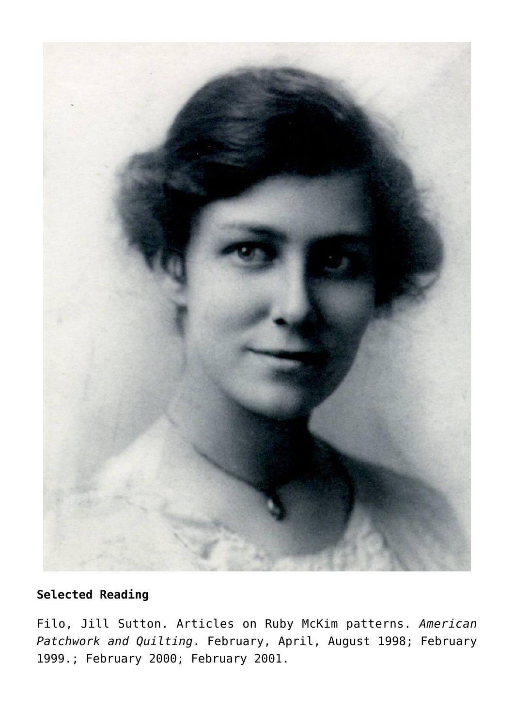**Selected Reading**

Filo, Jill Sutton. Articles on Ruby McKim patterns. *American Patchwork and Quilting*. February, April, August 1998; February 1999.; February 2000; February 2001.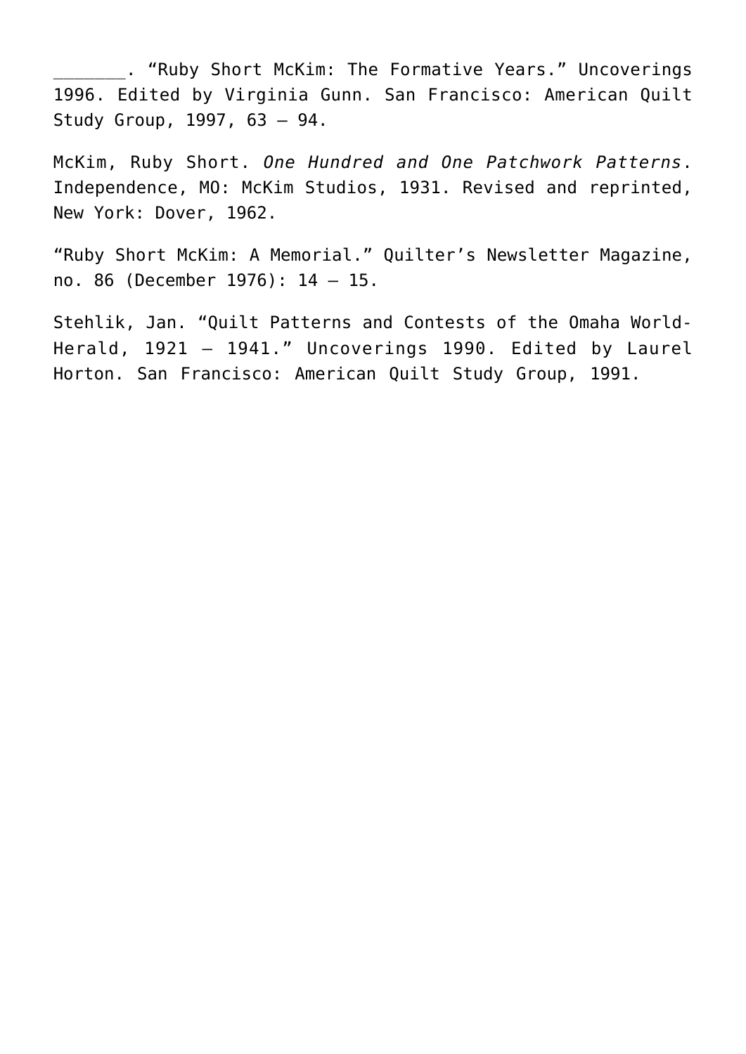_______. “Ruby Short McKim: The Formative Years.” Uncoverings 1996. Edited by Virginia Gunn. San Francisco: American Quilt Study Group, 1997, 63 – 94.

McKim, Ruby Short. *One Hundred and One Patchwork Patterns*. Independence, MO: McKim Studios, 1931. Revised and reprinted, New York: Dover, 1962.

“Ruby Short McKim: A Memorial.” Quilter’s Newsletter Magazine, no. 86 (December 1976): 14 – 15.

Stehlik, Jan. “Quilt Patterns and Contests of the Omaha World-Herald, 1921 – 1941.” Uncoverings 1990. Edited by Laurel Horton. San Francisco: American Quilt Study Group, 1991.